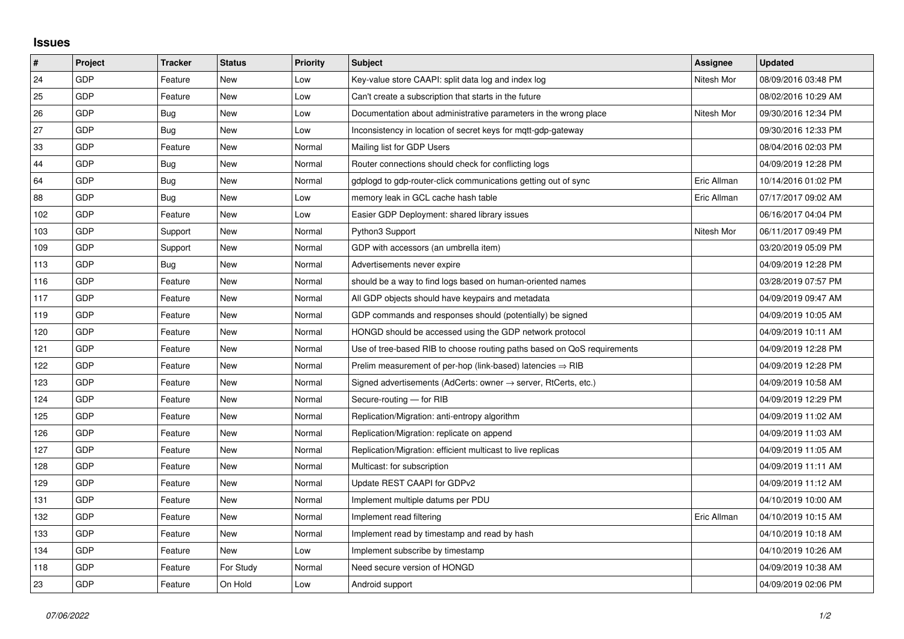## Issues

| # | Project | Tracker | Status | Priority | Subject | Assignee | Updated |
|---|---|---|---|---|---|---|---|
| 24 | GDP | Feature | New | Low | Key-value store CAAPI: split data log and index log | Nitesh Mor | 08/09/2016 03:48 PM |
| 25 | GDP | Feature | New | Low | Can't create a subscription that starts in the future | | 08/02/2016 10:29 AM |
| 26 | GDP | Bug | New | Low | Documentation about administrative parameters in the wrong place | Nitesh Mor | 09/30/2016 12:34 PM |
| 27 | GDP | Bug | New | Low | Inconsistency in location of secret keys for mqtt-gdp-gateway | | 09/30/2016 12:33 PM |
| 33 | GDP | Feature | New | Normal | Mailing list for GDP Users | | 08/04/2016 02:03 PM |
| 44 | GDP | Bug | New | Normal | Router connections should check for conflicting logs | | 04/09/2019 12:28 PM |
| 64 | GDP | Bug | New | Normal | gdplogd to gdp-router-click communications getting out of sync | Eric Allman | 10/14/2016 01:02 PM |
| 88 | GDP | Bug | New | Low | memory leak in GCL cache hash table | Eric Allman | 07/17/2017 09:02 AM |
| 102 | GDP | Feature | New | Low | Easier GDP Deployment: shared library issues | | 06/16/2017 04:04 PM |
| 103 | GDP | Support | New | Normal | Python3 Support | Nitesh Mor | 06/11/2017 09:49 PM |
| 109 | GDP | Support | New | Normal | GDP with accessors (an umbrella item) | | 03/20/2019 05:09 PM |
| 113 | GDP | Bug | New | Normal | Advertisements never expire | | 04/09/2019 12:28 PM |
| 116 | GDP | Feature | New | Normal | should be a way to find logs based on human-oriented names | | 03/28/2019 07:57 PM |
| 117 | GDP | Feature | New | Normal | All GDP objects should have keypairs and metadata | | 04/09/2019 09:47 AM |
| 119 | GDP | Feature | New | Normal | GDP commands and responses should (potentially) be signed | | 04/09/2019 10:05 AM |
| 120 | GDP | Feature | New | Normal | HONGD should be accessed using the GDP network protocol | | 04/09/2019 10:11 AM |
| 121 | GDP | Feature | New | Normal | Use of tree-based RIB to choose routing paths based on QoS requirements | | 04/09/2019 12:28 PM |
| 122 | GDP | Feature | New | Normal | Prelim measurement of per-hop (link-based) latencies ⇒ RIB | | 04/09/2019 12:28 PM |
| 123 | GDP | Feature | New | Normal | Signed advertisements (AdCerts: owner → server, RtCerts, etc.) | | 04/09/2019 10:58 AM |
| 124 | GDP | Feature | New | Normal | Secure-routing — for RIB | | 04/09/2019 12:29 PM |
| 125 | GDP | Feature | New | Normal | Replication/Migration: anti-entropy algorithm | | 04/09/2019 11:02 AM |
| 126 | GDP | Feature | New | Normal | Replication/Migration: replicate on append | | 04/09/2019 11:03 AM |
| 127 | GDP | Feature | New | Normal | Replication/Migration: efficient multicast to live replicas | | 04/09/2019 11:05 AM |
| 128 | GDP | Feature | New | Normal | Multicast: for subscription | | 04/09/2019 11:11 AM |
| 129 | GDP | Feature | New | Normal | Update REST CAAPI for GDPv2 | | 04/09/2019 11:12 AM |
| 131 | GDP | Feature | New | Normal | Implement multiple datums per PDU | | 04/10/2019 10:00 AM |
| 132 | GDP | Feature | New | Normal | Implement read filtering | Eric Allman | 04/10/2019 10:15 AM |
| 133 | GDP | Feature | New | Normal | Implement read by timestamp and read by hash | | 04/10/2019 10:18 AM |
| 134 | GDP | Feature | New | Low | Implement subscribe by timestamp | | 04/10/2019 10:26 AM |
| 118 | GDP | Feature | For Study | Normal | Need secure version of HONGD | | 04/09/2019 10:38 AM |
| 23 | GDP | Feature | On Hold | Low | Android support | | 04/09/2019 02:06 PM |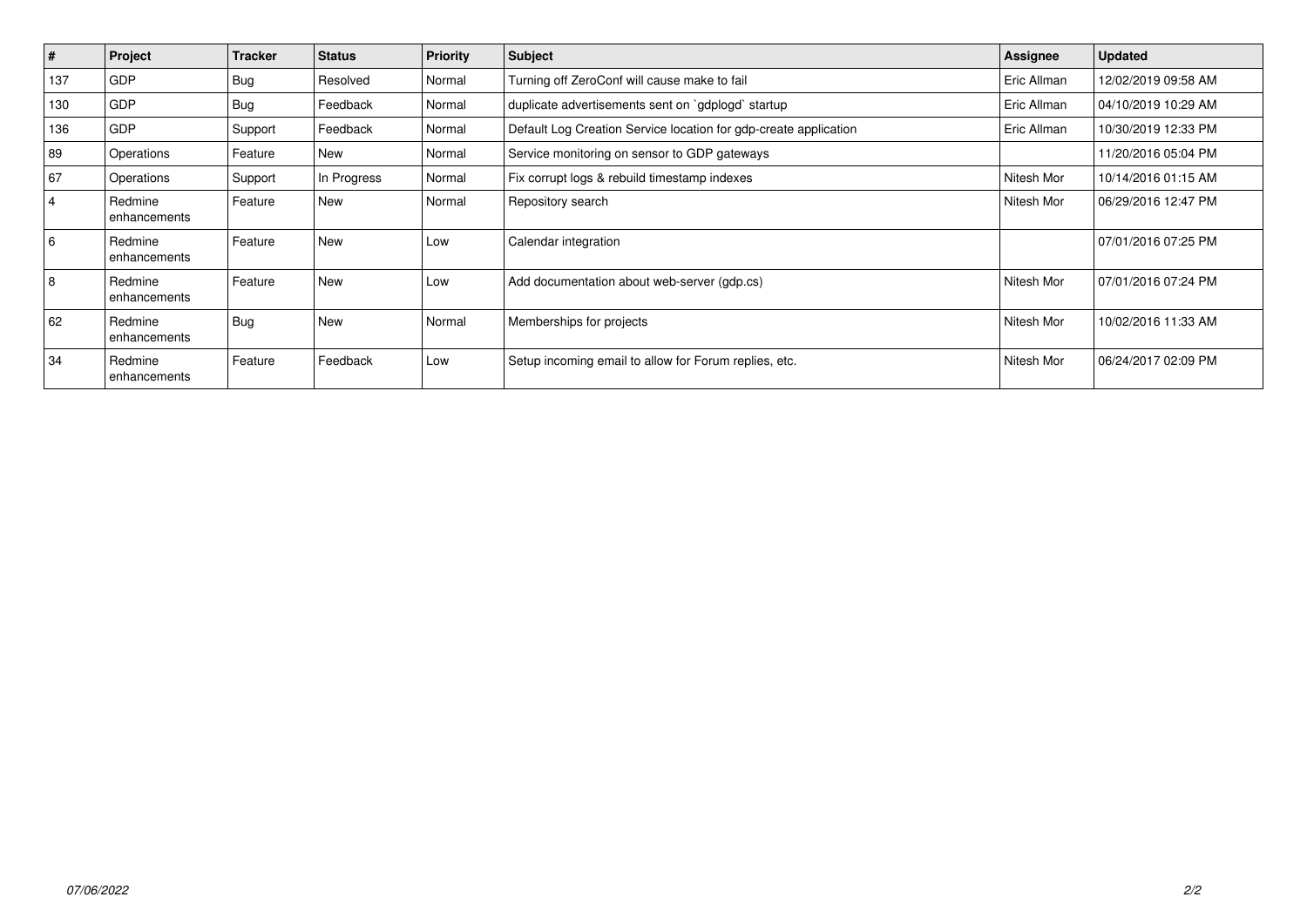| # | Project | Tracker | Status | Priority | Subject | Assignee | Updated |
|---|---|---|---|---|---|---|---|
| 137 | GDP | Bug | Resolved | Normal | Turning off ZeroConf will cause make to fail | Eric Allman | 12/02/2019 09:58 AM |
| 130 | GDP | Bug | Feedback | Normal | duplicate advertisements sent on `gdplogd` startup | Eric Allman | 04/10/2019 10:29 AM |
| 136 | GDP | Support | Feedback | Normal | Default Log Creation Service location for gdp-create application | Eric Allman | 10/30/2019 12:33 PM |
| 89 | Operations | Feature | New | Normal | Service monitoring on sensor to GDP gateways | | 11/20/2016 05:04 PM |
| 67 | Operations | Support | In Progress | Normal | Fix corrupt logs & rebuild timestamp indexes | Nitesh Mor | 10/14/2016 01:15 AM |
| 4 | Redmine enhancements | Feature | New | Normal | Repository search | Nitesh Mor | 06/29/2016 12:47 PM |
| 6 | Redmine enhancements | Feature | New | Low | Calendar integration | | 07/01/2016 07:25 PM |
| 8 | Redmine enhancements | Feature | New | Low | Add documentation about web-server (gdp.cs) | Nitesh Mor | 07/01/2016 07:24 PM |
| 62 | Redmine enhancements | Bug | New | Normal | Memberships for projects | Nitesh Mor | 10/02/2016 11:33 AM |
| 34 | Redmine enhancements | Feature | Feedback | Low | Setup incoming email to allow for Forum replies, etc. | Nitesh Mor | 06/24/2017 02:09 PM |

*07/06/2022*